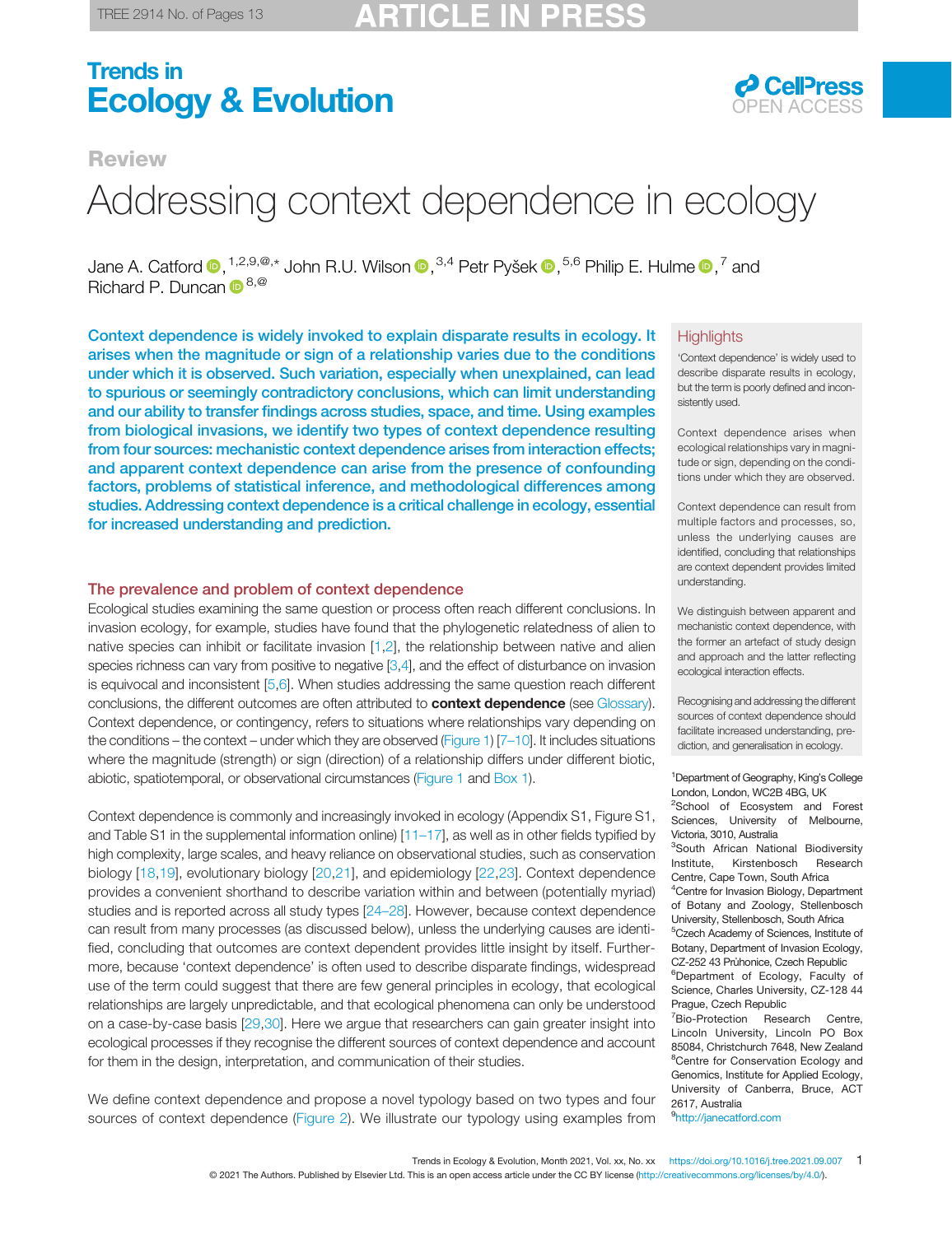Review

# Addressing context dependence in ecology

Jane A. Catford[1,2,9,@,*] John R.U. Wilson[3,4] Petr Pyšek[5,6] Philip E. Hulme[7] and Richard P. Duncan[8,@]

**Context dependence is widely invoked to explain disparate results in ecology. It arises when the magnitude or sign of a relationship varies due to the conditions under which it is observed. Such variation, especially when unexplained, can lead to spurious or seemingly contradictory conclusions, which can limit understanding and our ability to transfer findings across studies, space, and time. Using examples from biological invasions, we identify two types of context dependence resulting from four sources: mechanistic context dependence arises from interaction effects; and apparent context dependence can arise from the presence of confounding factors, problems of statistical inference, and methodological differences among studies. Addressing context dependence is a critical challenge in ecology, essential for increased understanding and prediction.**

## Highlights

'Context dependence' is widely used to describe disparate results in ecology, but the term is poorly defined and inconsistently used.

Context dependence arises when ecological relationships vary in magnitude or sign, depending on the conditions under which they are observed.

Context dependence can result from multiple factors and processes, so, unless the underlying causes are identified, concluding that relationships are context dependent provides limited understanding.

We distinguish between apparent and mechanistic context dependence, with the former an artefact of study design and approach and the latter reflecting ecological interaction effects.

Recognising and addressing the different sources of context dependence should facilitate increased understanding, prediction, and generalisation in ecology.

## The prevalence and problem of context dependence

Ecological studies examining the same question or process often reach different conclusions. In invasion ecology, for example, studies have found that the phylogenetic relatedness of alien to native species can inhibit or facilitate invasion [1,2], the relationship between native and alien species richness can vary from positive to negative [3,4], and the effect of disturbance on invasion is equivocal and inconsistent [5,6]. When studies addressing the same question reach different conclusions, the different outcomes are often attributed to **context dependence** (see Glossary). Context dependence, or contingency, refers to situations where relationships vary depending on the conditions – the context – under which they are observed (Figure 1) [7–10]. It includes situations where the magnitude (strength) or sign (direction) of a relationship differs under different biotic, abiotic, spatiotemporal, or observational circumstances (Figure 1 and Box 1).

Context dependence is commonly and increasingly invoked in ecology (Appendix S1, Figure S1, and Table S1 in the supplemental information online) [11–17], as well as in other fields typified by high complexity, large scales, and heavy reliance on observational studies, such as conservation biology [18,19], evolutionary biology [20,21], and epidemiology [22,23]. Context dependence provides a convenient shorthand to describe variation within and between (potentially myriad) studies and is reported across all study types [24–28]. However, because context dependence can result from many processes (as discussed below), unless the underlying causes are identified, concluding that outcomes are context dependent provides little insight by itself. Furthermore, because 'context dependence' is often used to describe disparate findings, widespread use of the term could suggest that there are few general principles in ecology, that ecological relationships are largely unpredictable, and that ecological phenomena can only be understood on a case-by-case basis [29,30]. Here we argue that researchers can gain greater insight into ecological processes if they recognise the different sources of context dependence and account for them in the design, interpretation, and communication of their studies.

We define context dependence and propose a novel typology based on two types and four sources of context dependence (Figure 2). We illustrate our typology using examples from

[1]Department of Geography, King's College London, London, WC2B 4BG, UK
[2]School of Ecosystem and Forest Sciences, University of Melbourne, Victoria, 3010, Australia
[3]South African National Biodiversity Institute, Kirstenbosch Research Centre, Cape Town, South Africa
[4]Centre for Invasion Biology, Department of Botany and Zoology, Stellenbosch University, Stellenbosch, South Africa
[5]Czech Academy of Sciences, Institute of Botany, Department of Invasion Ecology, CZ-252 43 Průhonice, Czech Republic
[6]Department of Ecology, Faculty of Science, Charles University, CZ-128 44 Prague, Czech Republic
[7]Bio-Protection Research Centre, Lincoln University, Lincoln PO Box 85084, Christchurch 7648, New Zealand
[8]Centre for Conservation Ecology and Genomics, Institute for Applied Ecology, University of Canberra, Bruce, ACT 2617, Australia
[9]http://janecatford.com

© 2021 The Authors. Published by Elsevier Ltd. This is an open access article under the CC BY license (http://creativecommons.org/licenses/by/4.0/).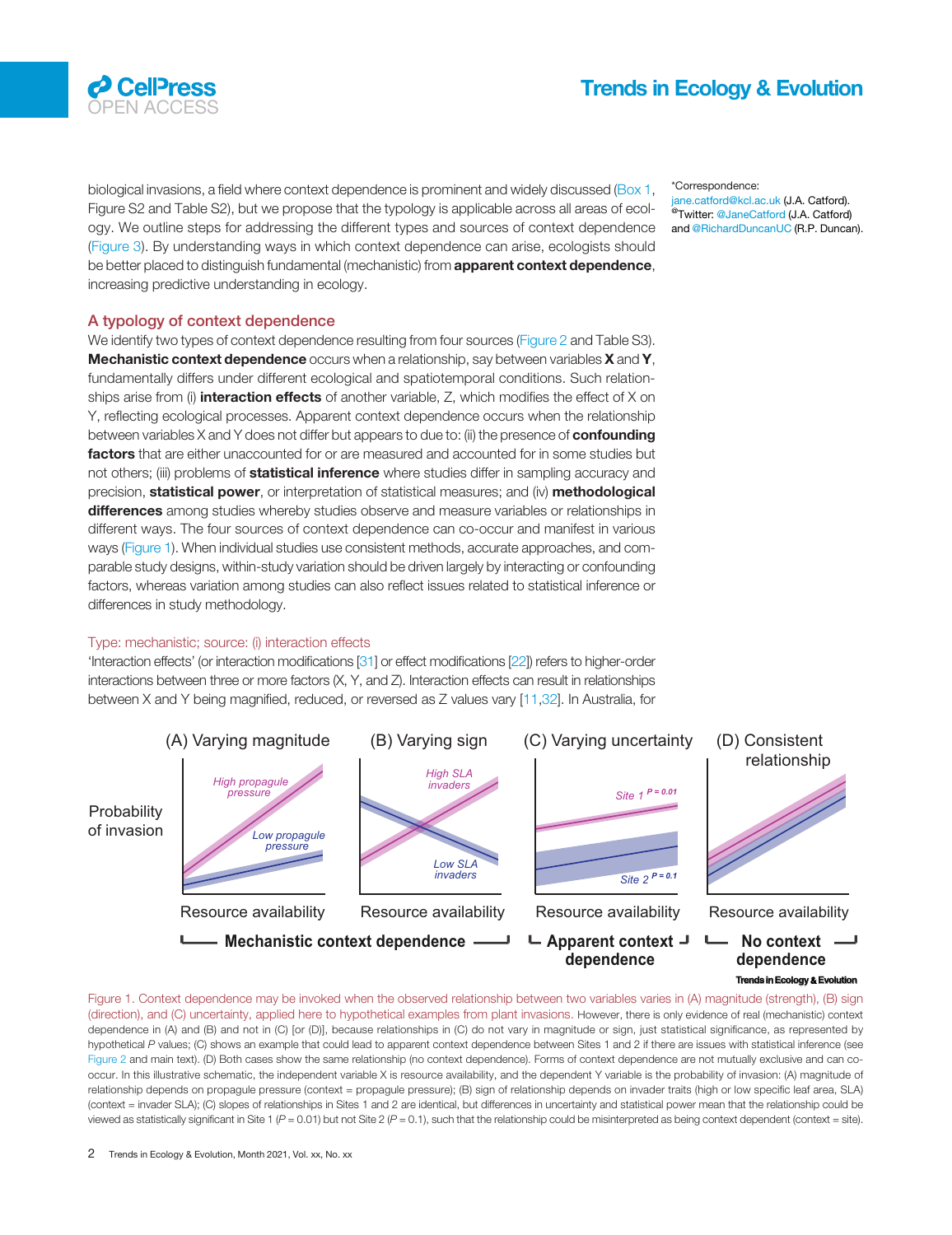biological invasions, a field where context dependence is prominent and widely discussed (Box 1, Figure S2 and Table S2), but we propose that the typology is applicable across all areas of ecology. We outline steps for addressing the different types and sources of context dependence (Figure 3). By understanding ways in which context dependence can arise, ecologists should be better placed to distinguish fundamental (mechanistic) from **apparent context dependence**, increasing predictive understanding in ecology.

*Correspondence: jane.catford@kcl.ac.uk (J.A. Catford). Twitter: @JaneCatford (J.A. Catford) and @RichardDuncanUC (R.P. Duncan).

## A typology of context dependence

We identify two types of context dependence resulting from four sources (Figure 2 and Table S3). **Mechanistic context dependence** occurs when a relationship, say between variables **X** and **Y**, fundamentally differs under different ecological and spatiotemporal conditions. Such relationships arise from (i) **interaction effects** of another variable, Z, which modifies the effect of X on Y, reflecting ecological processes. Apparent context dependence occurs when the relationship between variables X and Y does not differ but appears to due to: (ii) the presence of **confounding factors** that are either unaccounted for or are measured and accounted for in some studies but not others; (iii) problems of **statistical inference** where studies differ in sampling accuracy and precision, **statistical power**, or interpretation of statistical measures; and (iv) **methodological differences** among studies whereby studies observe and measure variables or relationships in different ways. The four sources of context dependence can co-occur and manifest in various ways (Figure 1). When individual studies use consistent methods, accurate approaches, and comparable study designs, within-study variation should be driven largely by interacting or confounding factors, whereas variation among studies can also reflect issues related to statistical inference or differences in study methodology.

### Type: mechanistic; source: (i) interaction effects

'Interaction effects' (or interaction modifications [31] or effect modifications [22]) refers to higher-order interactions between three or more factors (X, Y, and Z). Interaction effects can result in relationships between X and Y being magnified, reduced, or reversed as Z values vary [11,32]. In Australia, for

Figure 1. Context dependence may be invoked when the observed relationship between two variables varies in (A) magnitude (strength), (B) sign (direction), and (C) uncertainty, applied here to hypothetical examples from plant invasions. However, there is only evidence of real (mechanistic) context dependence in (A) and (B) and not in (C) [or (D)], because relationships in (C) do not vary in magnitude or sign, just statistical significance, as represented by hypothetical *P* values; (C) shows an example that could lead to apparent context dependence between Sites 1 and 2 if there are issues with statistical inference (see Figure 2 and main text). (D) Both cases show the same relationship (no context dependence). Forms of context dependence are not mutually exclusive and can co-occur. In this illustrative schematic, the independent variable X is resource availability, and the dependent Y variable is the probability of invasion: (A) magnitude of relationship depends on propagule pressure (context = propagule pressure); (B) sign of relationship depends on invader traits (high or low specific leaf area, SLA) (context = invader SLA); (C) slopes of relationships in Sites 1 and 2 are identical, but differences in uncertainty and statistical power mean that the relationship could be viewed as statistically significant in Site 1 ($P = 0.01$) but not Site 2 ($P = 0.1$), such that the relationship could be misinterpreted as being context dependent (context = site).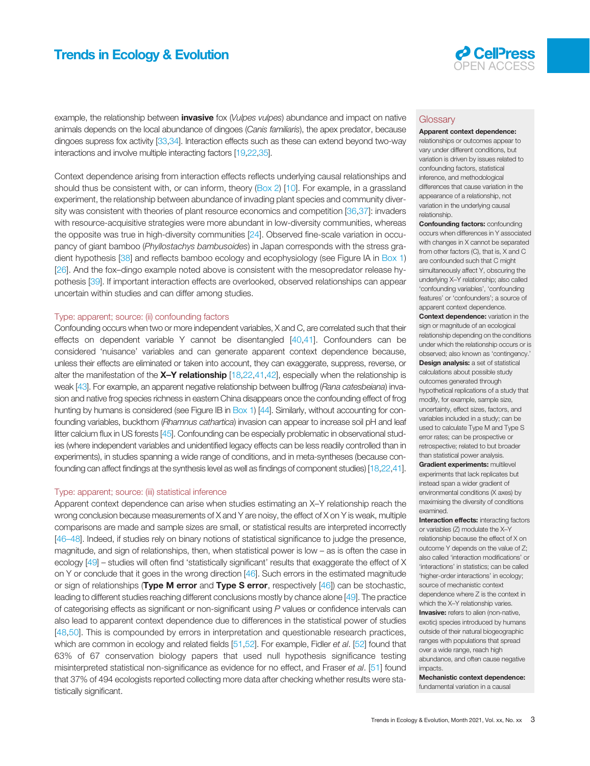example, the relationship between **invasive** fox (*Vulpes vulpes*) abundance and impact on native animals depends on the local abundance of dingoes (*Canis familiaris*), the apex predator, because dingoes supress fox activity [33,34]. Interaction effects such as these can extend beyond two-way interactions and involve multiple interacting factors [19,22,35].

Context dependence arising from interaction effects reflects underlying causal relationships and should thus be consistent with, or can inform, theory (Box 2) [10]. For example, in a grassland experiment, the relationship between abundance of invading plant species and community diversity was consistent with theories of plant resource economics and competition [36,37]: invaders with resource-acquisitive strategies were more abundant in low-diversity communities, whereas the opposite was true in high-diversity communities [24]. Observed fine-scale variation in occupancy of giant bamboo (*Phyllostachys bambusoides*) in Japan corresponds with the stress gradient hypothesis [38] and reflects bamboo ecology and ecophysiology (see Figure IA in Box 1) [26]. And the fox–dingo example noted above is consistent with the mesopredator release hypothesis [39]. If important interaction effects are overlooked, observed relationships can appear uncertain within studies and can differ among studies.

### Type: apparent; source: (ii) confounding factors

Confounding occurs when two or more independent variables, X and C, are correlated such that their effects on dependent variable Y cannot be disentangled [40,41]. Confounders can be considered 'nuisance' variables and can generate apparent context dependence because, unless their effects are eliminated or taken into account, they can exaggerate, suppress, reverse, or alter the manifestation of the **X–Y relationship** [18,22,41,42], especially when the relationship is weak [43]. For example, an apparent negative relationship between bullfrog (*Rana catesbeiana*) invasion and native frog species richness in eastern China disappears once the confounding effect of frog hunting by humans is considered (see Figure IB in Box 1) [44]. Similarly, without accounting for confounding variables, buckthorn (*Rhamnus cathartica*) invasion can appear to increase soil pH and leaf litter calcium flux in US forests [45]. Confounding can be especially problematic in observational studies (where independent variables and unidentified legacy effects can be less readily controlled than in experiments), in studies spanning a wide range of conditions, and in meta-syntheses (because confounding can affect findings at the synthesis level as well as findings of component studies) [18,22,41].

### Type: apparent; source: (iii) statistical inference

Apparent context dependence can arise when studies estimating an X–Y relationship reach the wrong conclusion because measurements of X and Y are noisy, the effect of X on Y is weak, multiple comparisons are made and sample sizes are small, or statistical results are interpreted incorrectly [46–48]. Indeed, if studies rely on binary notions of statistical significance to judge the presence, magnitude, and sign of relationships, then, when statistical power is low – as is often the case in ecology [49] – studies will often find 'statistically significant' results that exaggerate the effect of X on Y or conclude that it goes in the wrong direction [46]. Such errors in the estimated magnitude or sign of relationships (**Type M error** and **Type S error**, respectively [46]) can be stochastic, leading to different studies reaching different conclusions mostly by chance alone [49]. The practice of categorising effects as significant or non-significant using *P* values or confidence intervals can also lead to apparent context dependence due to differences in the statistical power of studies [48,50]. This is compounded by errors in interpretation and questionable research practices, which are common in ecology and related fields [51,52]. For example, Fidler *et al*. [52] found that 63% of 67 conservation biology papers that used null hypothesis significance testing misinterpreted statistical non-significance as evidence for no effect, and Fraser *et al*. [51] found that 37% of 494 ecologists reported collecting more data after checking whether results were statistically significant.

## Glossary

**Apparent context dependence:** relationships or outcomes appear to vary under different conditions, but variation is driven by issues related to confounding factors, statistical inference, and methodological differences that cause variation in the appearance of a relationship, not variation in the underlying causal relationship.

**Confounding factors:** confounding occurs when differences in Y associated with changes in X cannot be separated from other factors (C), that is, X and C are confounded such that C might simultaneously affect Y, obscuring the underlying X–Y relationship; also called 'confounding variables', 'confounding features' or 'confounders'; a source of apparent context dependence.

**Context dependence:** variation in the sign or magnitude of an ecological relationship depending on the conditions under which the relationship occurs or is observed; also known as 'contingency.'

**Design analysis:** a set of statistical calculations about possible study outcomes generated through hypothetical replications of a study that modify, for example, sample size, uncertainty, effect sizes, factors, and variables included in a study; can be used to calculate Type M and Type S error rates; can be prospective or retrospective; related to but broader than statistical power analysis.

**Gradient experiments:** multilevel experiments that lack replicates but instead span a wider gradient of environmental conditions (X axes) by maximising the diversity of conditions examined.

**Interaction effects:** interacting factors or variables (Z) modulate the X–Y relationship because the effect of X on outcome Y depends on the value of Z; also called 'interaction modifications' or 'interactions' in statistics; can be called 'higher-order interactions' in ecology; source of mechanistic context dependence where Z is the context in which the X–Y relationship varies.

**Invasive:** refers to alien (non-native, exotic) species introduced by humans outside of their natural biogeographic ranges with populations that spread over a wide range, reach high abundance, and often cause negative impacts.

**Mechanistic context dependence:** fundamental variation in a causal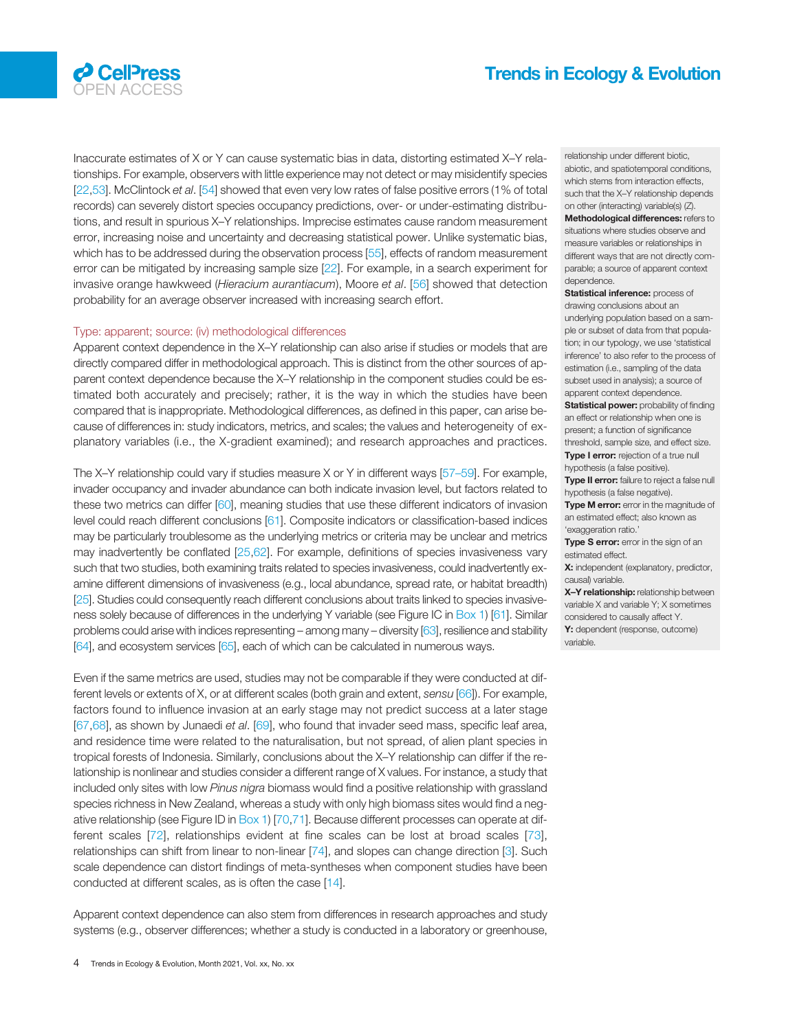Inaccurate estimates of X or Y can cause systematic bias in data, distorting estimated X–Y relationships. For example, observers with little experience may not detect or may misidentify species [22,53]. McClintock *et al*. [54] showed that even very low rates of false positive errors (1% of total records) can severely distort species occupancy predictions, over- or under-estimating distributions, and result in spurious X–Y relationships. Imprecise estimates cause random measurement error, increasing noise and uncertainty and decreasing statistical power. Unlike systematic bias, which has to be addressed during the observation process [55], effects of random measurement error can be mitigated by increasing sample size [22]. For example, in a search experiment for invasive orange hawkweed (*Hieracium aurantiacum*), Moore *et al*. [56] showed that detection probability for an average observer increased with increasing search effort.

### Type: apparent; source: (iv) methodological differences

Apparent context dependence in the X–Y relationship can also arise if studies or models that are directly compared differ in methodological approach. This is distinct from the other sources of apparent context dependence because the X–Y relationship in the component studies could be estimated both accurately and precisely; rather, it is the way in which the studies have been compared that is inappropriate. Methodological differences, as defined in this paper, can arise because of differences in: study indicators, metrics, and scales; the values and heterogeneity of explanatory variables (i.e., the X-gradient examined); and research approaches and practices.

The X–Y relationship could vary if studies measure X or Y in different ways [57–59]. For example, invader occupancy and invader abundance can both indicate invasion level, but factors related to these two metrics can differ [60], meaning studies that use these different indicators of invasion level could reach different conclusions [61]. Composite indicators or classification-based indices may be particularly troublesome as the underlying metrics or criteria may be unclear and metrics may inadvertently be conflated [25,62]. For example, definitions of species invasiveness vary such that two studies, both examining traits related to species invasiveness, could inadvertently examine different dimensions of invasiveness (e.g., local abundance, spread rate, or habitat breadth) [25]. Studies could consequently reach different conclusions about traits linked to species invasiveness solely because of differences in the underlying Y variable (see Figure IC in Box 1) [61]. Similar problems could arise with indices representing – among many – diversity [63], resilience and stability [64], and ecosystem services [65], each of which can be calculated in numerous ways.

Even if the same metrics are used, studies may not be comparable if they were conducted at different levels or extents of X, or at different scales (both grain and extent, *sensu* [66]). For example, factors found to influence invasion at an early stage may not predict success at a later stage [67,68], as shown by Junaedi *et al*. [69], who found that invader seed mass, specific leaf area, and residence time were related to the naturalisation, but not spread, of alien plant species in tropical forests of Indonesia. Similarly, conclusions about the X–Y relationship can differ if the relationship is nonlinear and studies consider a different range of X values. For instance, a study that included only sites with low *Pinus nigra* biomass would find a positive relationship with grassland species richness in New Zealand, whereas a study with only high biomass sites would find a negative relationship (see Figure ID in Box 1) [70,71]. Because different processes can operate at different scales [72], relationships evident at fine scales can be lost at broad scales [73], relationships can shift from linear to non-linear [74], and slopes can change direction [3]. Such scale dependence can distort findings of meta-syntheses when component studies have been conducted at different scales, as is often the case [14].

Apparent context dependence can also stem from differences in research approaches and study systems (e.g., observer differences; whether a study is conducted in a laboratory or greenhouse,

---

relationship under different biotic, abiotic, and spatiotemporal conditions, which stems from interaction effects, such that the X–Y relationship depends on other (interacting) variable(s) (Z).

**Methodological differences:** refers to situations where studies observe and measure variables or relationships in different ways that are not directly comparable; a source of apparent context dependence.

**Statistical inference:** process of drawing conclusions about an underlying population based on a sample or subset of data from that population; in our typology, we use 'statistical inference' to also refer to the process of estimation (i.e., sampling of the data subset used in analysis); a source of apparent context dependence.

**Statistical power:** probability of finding an effect or relationship when one is present; a function of significance threshold, sample size, and effect size.

**Type I error:** rejection of a true null hypothesis (a false positive).

**Type II error:** failure to reject a false null hypothesis (a false negative).

**Type M error:** error in the magnitude of an estimated effect; also known as 'exaggeration ratio.'

**Type S error:** error in the sign of an estimated effect.

**X:** independent (explanatory, predictor, causal) variable.

**X–Y relationship:** relationship between variable X and variable Y; X sometimes considered to causally affect Y.

**Y:** dependent (response, outcome) variable.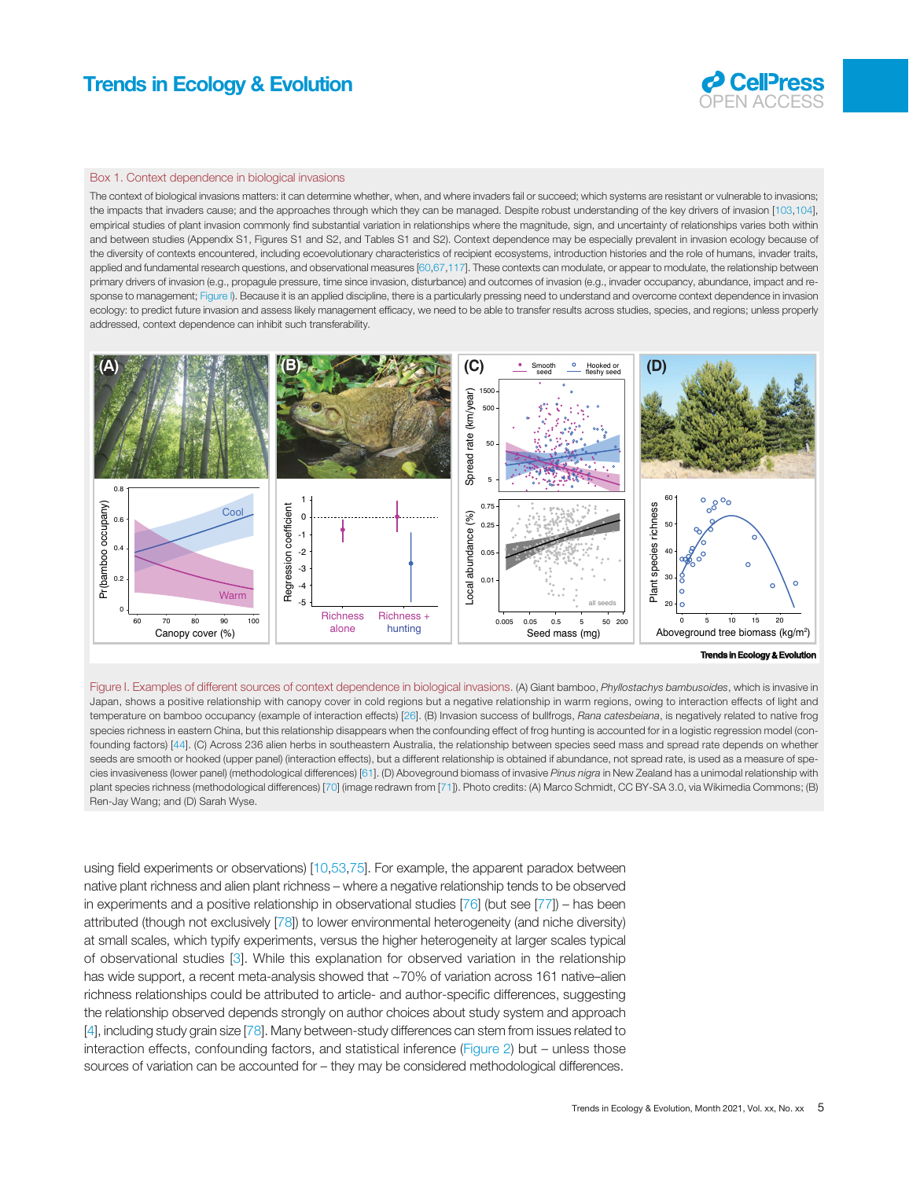## Box 1. Context dependence in biological invasions

The context of biological invasions matters: it can determine whether, when, and where invaders fail or succeed; which systems are resistant or vulnerable to invasions; the impacts that invaders cause; and the approaches through which they can be managed. Despite robust understanding of the key drivers of invasion [103,104], empirical studies of plant invasion commonly find substantial variation in relationships where the magnitude, sign, and uncertainty of relationships varies both within and between studies (Appendix S1, Figures S1 and S2, and Tables S1 and S2). Context dependence may be especially prevalent in invasion ecology because of the diversity of contexts encountered, including ecoevolutionary characteristics of recipient ecosystems, introduction histories and the role of humans, invader traits, applied and fundamental research questions, and observational measures [60,67,117]. These contexts can modulate, or appear to modulate, the relationship between primary drivers of invasion (e.g., propagule pressure, time since invasion, disturbance) and outcomes of invasion (e.g., invader occupancy, abundance, impact and response to management; Figure I). Because it is an applied discipline, there is a particularly pressing need to understand and overcome context dependence in invasion ecology: to predict future invasion and assess likely management efficacy, we need to be able to transfer results across studies, species, and regions; unless properly addressed, context dependence can inhibit such transferability.

Figure I. Examples of different sources of context dependence in biological invasions. (A) Giant bamboo, *Phyllostachys bambusoides*, which is invasive in Japan, shows a positive relationship with canopy cover in cold regions but a negative relationship in warm regions, owing to interaction effects of light and temperature on bamboo occupancy (example of interaction effects) [26]. (B) Invasion success of bullfrogs, *Rana catesbeiana*, is negatively related to native frog species richness in eastern China, but this relationship disappears when the confounding effect of frog hunting is accounted for in a logistic regression model (confounding factors) [44]. (C) Across 236 alien herbs in southeastern Australia, the relationship between species seed mass and spread rate depends on whether seeds are smooth or hooked (upper panel) (interaction effects), but a different relationship is obtained if abundance, not spread rate, is used as a measure of species invasiveness (lower panel) (methodological differences) [61]. (D) Aboveground biomass of invasive *Pinus nigra* in New Zealand has a unimodal relationship with plant species richness (methodological differences) [70] (image redrawn from [71]). Photo credits: (A) Marco Schmidt, CC BY-SA 3.0, via Wikimedia Commons; (B) Ren-Jay Wang; and (D) Sarah Wyse.

using field experiments or observations) [10,53,75]. For example, the apparent paradox between native plant richness and alien plant richness – where a negative relationship tends to be observed in experiments and a positive relationship in observational studies [76] (but see [77]) – has been attributed (though not exclusively [78]) to lower environmental heterogeneity (and niche diversity) at small scales, which typify experiments, versus the higher heterogeneity at larger scales typical of observational studies [3]. While this explanation for observed variation in the relationship has wide support, a recent meta-analysis showed that ~70% of variation across 161 native–alien richness relationships could be attributed to article- and author-specific differences, suggesting the relationship observed depends strongly on author choices about study system and approach [4], including study grain size [78]. Many between-study differences can stem from issues related to interaction effects, confounding factors, and statistical inference (Figure 2) but – unless those sources of variation can be accounted for – they may be considered methodological differences.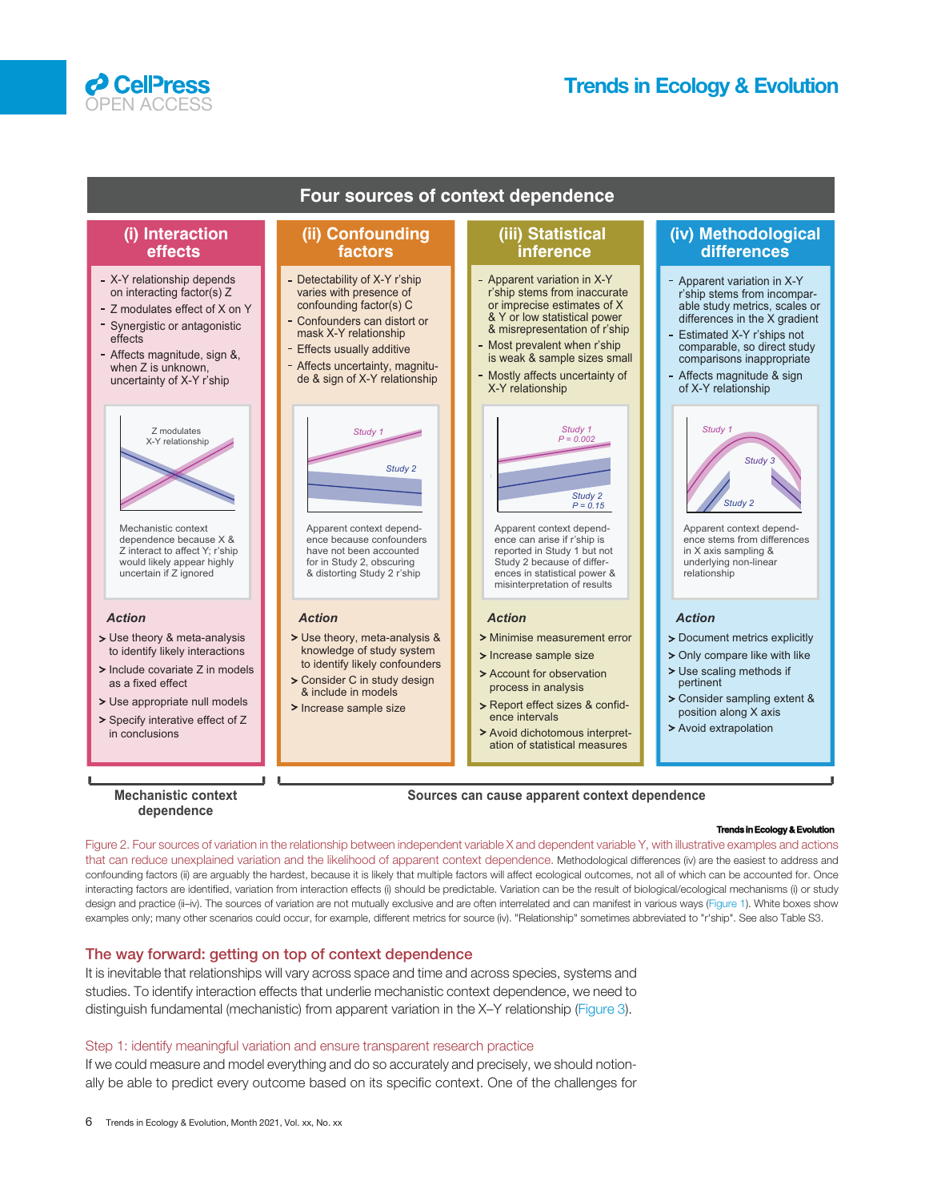## Four sources of context dependence

### (i) Interaction effects

- X-Y relationship depends on interacting factor(s) Z
- Z modulates effect of X on Y
- Synergistic or antagonistic effects
- Affects magnitude, sign &, when Z is unknown, uncertainty of X-Y r'ship

Z modulates X-Y relationship

Mechanistic context dependence because X & Z interact to affect Y; r'ship would likely appear highly uncertain if Z ignored

**Action**

> Use theory & meta-analysis to identify likely interactions
> Include covariate Z in models as a fixed effect
> Use appropriate null models
> Specify interative effect of Z in conclusions

### (ii) Confounding factors

- Detectability of X-Y r'ship varies with presence of confounding factor(s) C
- Confounders can distort or mask X-Y relationship
- Effects usually additive
- Affects uncertainty, magnitude & sign of X-Y relationship

*Study 1*
*Study 2*

Apparent context dependence because confounders have not been accounted for in Study 2, obscuring & distorting Study 2 r'ship

**Action**

> Use theory, meta-analysis & knowledge of study system to identify likely confounders
> Consider C in study design & include in models
> Increase sample size

### (iii) Statistical inference

- Apparent variation in X-Y r'ship stems from inaccurate or imprecise estimates of X & Y or low statistical power & misrepresentation of r'ship
- Most prevalent when r'ship is weak & sample sizes small
- Mostly affects uncertainty of X-Y relationship

*Study 1*
*P = 0.002*
*Study 2*
*P = 0.15*

Apparent context dependence can arise if r'ship is reported in Study 1 but not Study 2 because of differences in statistical power & misinterpretation of results

**Action**

> Minimise measurement error
> Increase sample size
> Account for observation process in analysis
> Report effect sizes & confidence intervals
> Avoid dichotomous interpretation of statistical measures

### (iv) Methodological differences

- Apparent variation in X-Y r'ship stems from incomparable study metrics, scales or differences in the X gradient
- Estimated X-Y r'ships not comparable, so direct study comparisons inappropriate
- Affects magnitude & sign of X-Y relationship

*Study 1*
*Study 3*
*Study 2*

Apparent context dependence stems from differences in X axis sampling & underlying non-linear relationship

**Action**

> Document metrics explicitly
> Only compare like with like
> Use scaling methods if pertinent
> Consider sampling extent & position along X axis
> Avoid extrapolation

**Mechanistic context dependence** (i) — **Sources can cause apparent context dependence** (ii–iv)

Figure 2. Four sources of variation in the relationship between independent variable X and dependent variable Y, with illustrative examples and actions that can reduce unexplained variation and the likelihood of apparent context dependence. Methodological differences (iv) are the easiest to address and confounding factors (ii) are arguably the hardest, because it is likely that multiple factors will affect ecological outcomes, not all of which can be accounted for. Once interacting factors are identified, variation from interaction effects (i) should be predictable. Variation can be the result of biological/ecological mechanisms (i) or study design and practice (ii–iv). The sources of variation are not mutually exclusive and are often interrelated and can manifest in various ways (Figure 1). White boxes show examples only; many other scenarios could occur, for example, different metrics for source (iv). "Relationship" sometimes abbreviated to "r'ship". See also Table S3.

## The way forward: getting on top of context dependence

It is inevitable that relationships will vary across space and time and across species, systems and studies. To identify interaction effects that underlie mechanistic context dependence, we need to distinguish fundamental (mechanistic) from apparent variation in the X–Y relationship (Figure 3).

### Step 1: identify meaningful variation and ensure transparent research practice

If we could measure and model everything and do so accurately and precisely, we should notionally be able to predict every outcome based on its specific context. One of the challenges for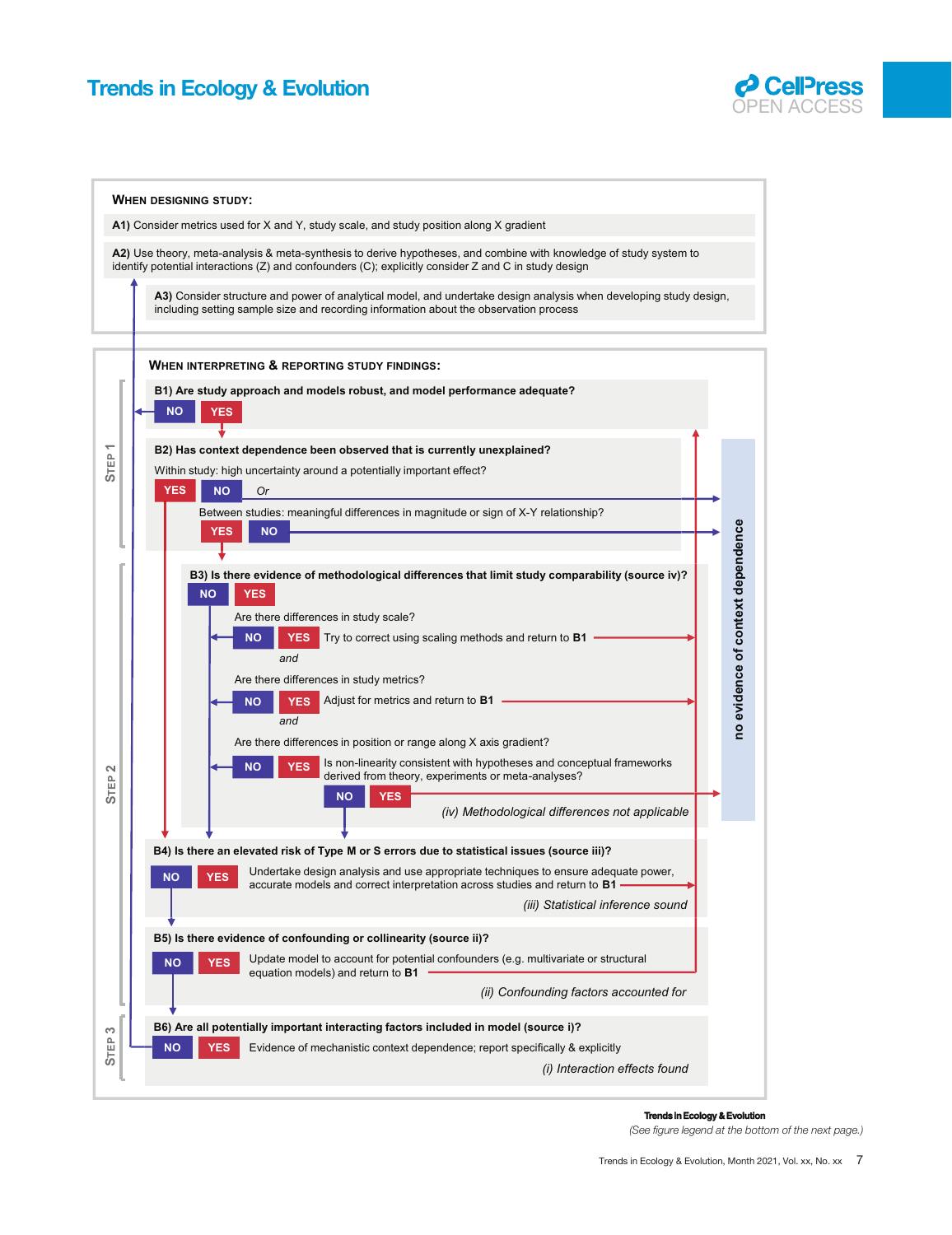**When designing study:**

**A1)** Consider metrics used for X and Y, study scale, and study position along X gradient

**A2)** Use theory, meta-analysis & meta-synthesis to derive hypotheses, and combine with knowledge of study system to identify potential interactions (Z) and confounders (C); explicitly consider Z and C in study design

**A3)** Consider structure and power of analytical model, and undertake design analysis when developing study design, including setting sample size and recording information about the observation process

**When interpreting & reporting study findings:**

Step 1

**B1) Are study approach and models robust, and model performance adequate?**

NO | YES

**B2) Has context dependence been observed that is currently unexplained?**

Within study: high uncertainty around a potentially important effect?

YES | NO *Or*

Between studies: meaningful differences in magnitude or sign of X-Y relationship?

YES | NO

Step 2

**B3) Is there evidence of methodological differences that limit study comparability (source iv)?**

NO | YES

Are there differences in study scale?

NO | YES Try to correct using scaling methods and return to **B1**

*and*

Are there differences in study metrics?

NO | YES Adjust for metrics and return to **B1**

*and*

Are there differences in position or range along X axis gradient?

NO | YES Is non-linearity consistent with hypotheses and conceptual frameworks derived from theory, experiments or meta-analyses?

NO | YES

*(iv) Methodological differences not applicable*

**B4) Is there an elevated risk of Type M or S errors due to statistical issues (source iii)?**

NO | YES Undertake design analysis and use appropriate techniques to ensure adequate power, accurate models and correct interpretation across studies and return to **B1**

*(iii) Statistical inference sound*

**B5) Is there evidence of confounding or collinearity (source ii)?**

NO | YES Update model to account for potential confounders (e.g. multivariate or structural equation models) and return to **B1**

*(ii) Confounding factors accounted for*

Step 3

**B6) Are all potentially important interacting factors included in model (source i)?**

NO | YES Evidence of mechanistic context dependence; report specifically & explicitly

*(i) Interaction effects found*

**no evidence of context dependence**

*(See figure legend at the bottom of the next page.)*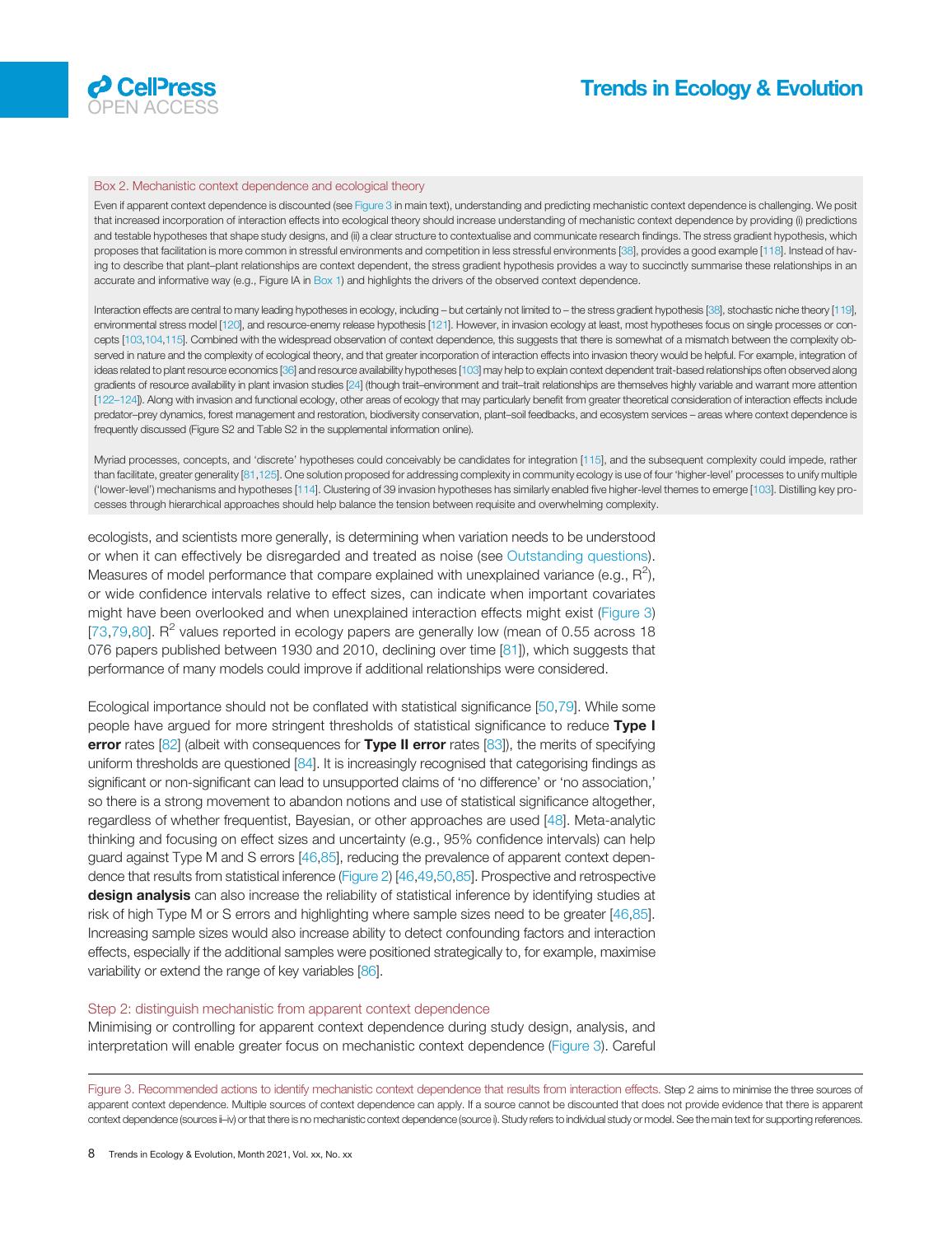### Box 2. Mechanistic context dependence and ecological theory

Even if apparent context dependence is discounted (see Figure 3 in main text), understanding and predicting mechanistic context dependence is challenging. We posit that increased incorporation of interaction effects into ecological theory should increase understanding of mechanistic context dependence by providing (i) predictions and testable hypotheses that shape study designs, and (ii) a clear structure to contextualise and communicate research findings. The stress gradient hypothesis, which proposes that facilitation is more common in stressful environments and competition in less stressful environments [38], provides a good example [118]. Instead of having to describe that plant–plant relationships are context dependent, the stress gradient hypothesis provides a way to succinctly summarise these relationships in an accurate and informative way (e.g., Figure IA in Box 1) and highlights the drivers of the observed context dependence.

Interaction effects are central to many leading hypotheses in ecology, including – but certainly not limited to – the stress gradient hypothesis [38], stochastic niche theory [119], environmental stress model [120], and resource-enemy release hypothesis [121]. However, in invasion ecology at least, most hypotheses focus on single processes or concepts [103,104,115]. Combined with the widespread observation of context dependence, this suggests that there is somewhat of a mismatch between the complexity observed in nature and the complexity of ecological theory, and that greater incorporation of interaction effects into invasion theory would be helpful. For example, integration of ideas related to plant resource economics [36] and resource availability hypotheses [103] may help to explain context dependent trait-based relationships often observed along gradients of resource availability in plant invasion studies [24] (though trait–environment and trait–trait relationships are themselves highly variable and warrant more attention [122–124]). Along with invasion and functional ecology, other areas of ecology that may particularly benefit from greater theoretical consideration of interaction effects include predator–prey dynamics, forest management and restoration, biodiversity conservation, plant–soil feedbacks, and ecosystem services – areas where context dependence is frequently discussed (Figure S2 and Table S2 in the supplemental information online).

Myriad processes, concepts, and 'discrete' hypotheses could conceivably be candidates for integration [115], and the subsequent complexity could impede, rather than facilitate, greater generality [81,125]. One solution proposed for addressing complexity in community ecology is use of four 'higher-level' processes to unify multiple ('lower-level') mechanisms and hypotheses [114]. Clustering of 39 invasion hypotheses has similarly enabled five higher-level themes to emerge [103]. Distilling key processes through hierarchical approaches should help balance the tension between requisite and overwhelming complexity.

ecologists, and scientists more generally, is determining when variation needs to be understood or when it can effectively be disregarded and treated as noise (see Outstanding questions). Measures of model performance that compare explained with unexplained variance (e.g., $R^2$), or wide confidence intervals relative to effect sizes, can indicate when important covariates might have been overlooked and when unexplained interaction effects might exist (Figure 3) [73,79,80]. $R^2$ values reported in ecology papers are generally low (mean of 0.55 across 18 076 papers published between 1930 and 2010, declining over time [81]), which suggests that performance of many models could improve if additional relationships were considered.

Ecological importance should not be conflated with statistical significance [50,79]. While some people have argued for more stringent thresholds of statistical significance to reduce **Type I error** rates [82] (albeit with consequences for **Type II error** rates [83]), the merits of specifying uniform thresholds are questioned [84]. It is increasingly recognised that categorising findings as significant or non-significant can lead to unsupported claims of 'no difference' or 'no association,' so there is a strong movement to abandon notions and use of statistical significance altogether, regardless of whether frequentist, Bayesian, or other approaches are used [48]. Meta-analytic thinking and focusing on effect sizes and uncertainty (e.g., 95% confidence intervals) can help guard against Type M and S errors [46,85], reducing the prevalence of apparent context dependence that results from statistical inference (Figure 2) [46,49,50,85]. Prospective and retrospective **design analysis** can also increase the reliability of statistical inference by identifying studies at risk of high Type M or S errors and highlighting where sample sizes need to be greater [46,85]. Increasing sample sizes would also increase ability to detect confounding factors and interaction effects, especially if the additional samples were positioned strategically to, for example, maximise variability or extend the range of key variables [86].

### Step 2: distinguish mechanistic from apparent context dependence

Minimising or controlling for apparent context dependence during study design, analysis, and interpretation will enable greater focus on mechanistic context dependence (Figure 3). Careful

Figure 3. Recommended actions to identify mechanistic context dependence that results from interaction effects. Step 2 aims to minimise the three sources of apparent context dependence. Multiple sources of context dependence can apply. If a source cannot be discounted that does not provide evidence that there is apparent context dependence (sources ii–iv) or that there is no mechanistic context dependence (source i). Study refers to individual study or model. See the main text for supporting references.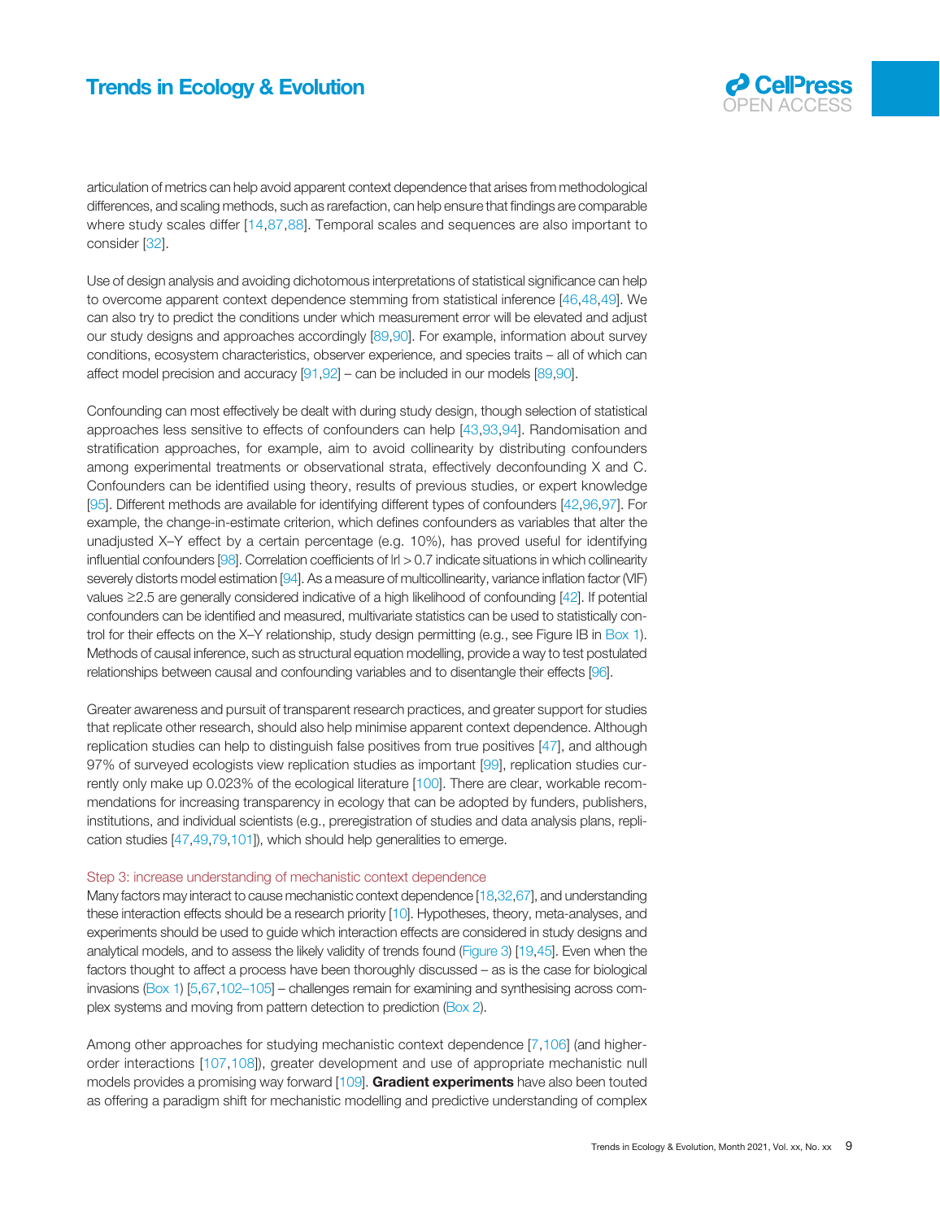articulation of metrics can help avoid apparent context dependence that arises from methodological differences, and scaling methods, such as rarefaction, can help ensure that findings are comparable where study scales differ [14,87,88]. Temporal scales and sequences are also important to consider [32].

Use of design analysis and avoiding dichotomous interpretations of statistical significance can help to overcome apparent context dependence stemming from statistical inference [46,48,49]. We can also try to predict the conditions under which measurement error will be elevated and adjust our study designs and approaches accordingly [89,90]. For example, information about survey conditions, ecosystem characteristics, observer experience, and species traits – all of which can affect model precision and accuracy [91,92] – can be included in our models [89,90].

Confounding can most effectively be dealt with during study design, though selection of statistical approaches less sensitive to effects of confounders can help [43,93,94]. Randomisation and stratification approaches, for example, aim to avoid collinearity by distributing confounders among experimental treatments or observational strata, effectively deconfounding X and C. Confounders can be identified using theory, results of previous studies, or expert knowledge [95]. Different methods are available for identifying different types of confounders [42,96,97]. For example, the change-in-estimate criterion, which defines confounders as variables that alter the unadjusted X–Y effect by a certain percentage (e.g. 10%), has proved useful for identifying influential confounders [98]. Correlation coefficients of $|r| > 0.7$ indicate situations in which collinearity severely distorts model estimation [94]. As a measure of multicollinearity, variance inflation factor (VIF) values $\geq 2.5$ are generally considered indicative of a high likelihood of confounding [42]. If potential confounders can be identified and measured, multivariate statistics can be used to statistically control for their effects on the X–Y relationship, study design permitting (e.g., see Figure IB in Box 1). Methods of causal inference, such as structural equation modelling, provide a way to test postulated relationships between causal and confounding variables and to disentangle their effects [96].

Greater awareness and pursuit of transparent research practices, and greater support for studies that replicate other research, should also help minimise apparent context dependence. Although replication studies can help to distinguish false positives from true positives [47], and although 97% of surveyed ecologists view replication studies as important [99], replication studies currently only make up 0.023% of the ecological literature [100]. There are clear, workable recommendations for increasing transparency in ecology that can be adopted by funders, publishers, institutions, and individual scientists (e.g., preregistration of studies and data analysis plans, replication studies [47,49,79,101]), which should help generalities to emerge.

### Step 3: increase understanding of mechanistic context dependence

Many factors may interact to cause mechanistic context dependence [18,32,67], and understanding these interaction effects should be a research priority [10]. Hypotheses, theory, meta-analyses, and experiments should be used to guide which interaction effects are considered in study designs and analytical models, and to assess the likely validity of trends found (Figure 3) [19,45]. Even when the factors thought to affect a process have been thoroughly discussed – as is the case for biological invasions (Box 1) [5,67,102–105] – challenges remain for examining and synthesising across complex systems and moving from pattern detection to prediction (Box 2).

Among other approaches for studying mechanistic context dependence [7,106] (and higher-order interactions [107,108]), greater development and use of appropriate mechanistic null models provides a promising way forward [109]. **Gradient experiments** have also been touted as offering a paradigm shift for mechanistic modelling and predictive understanding of complex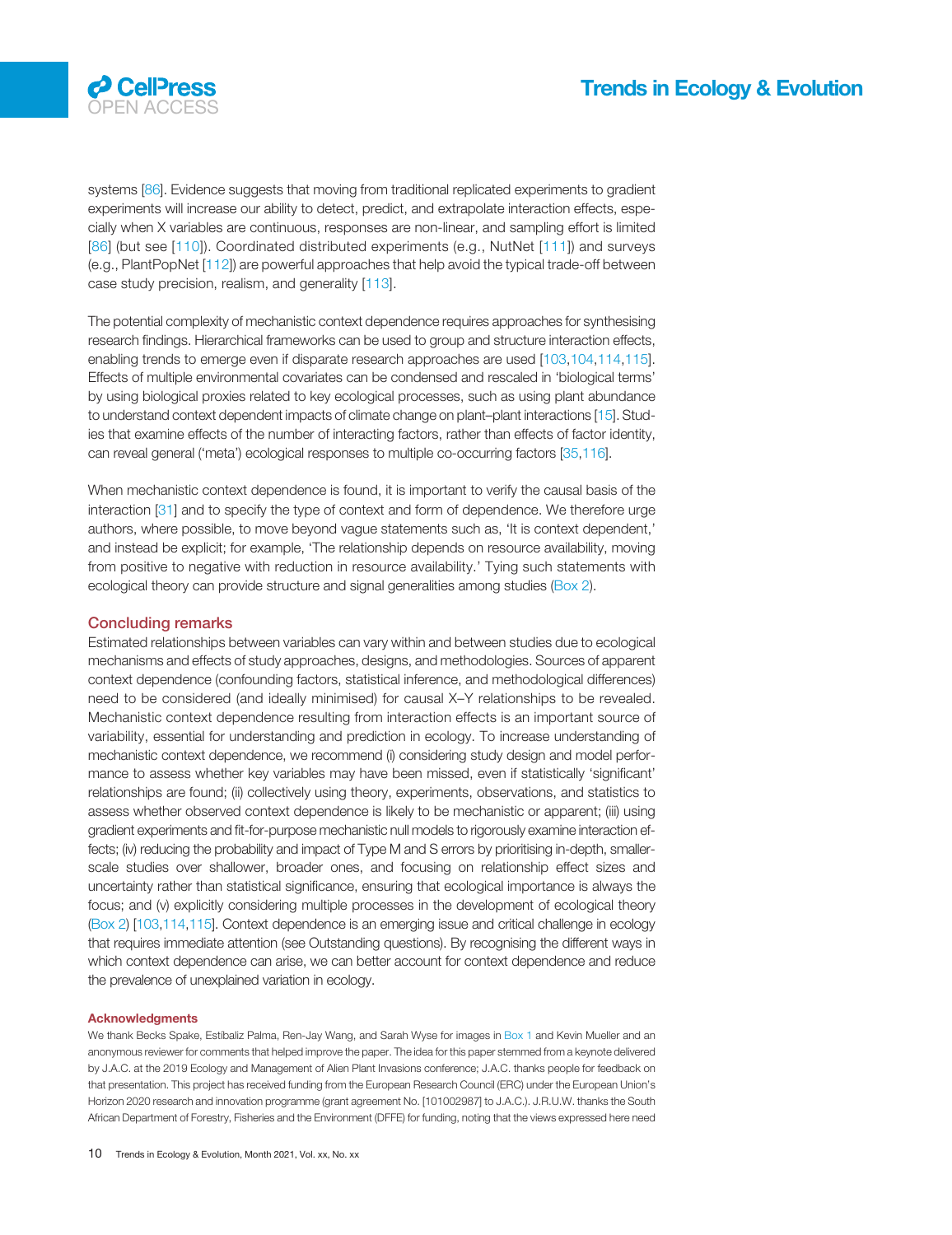systems [86]. Evidence suggests that moving from traditional replicated experiments to gradient experiments will increase our ability to detect, predict, and extrapolate interaction effects, especially when X variables are continuous, responses are non-linear, and sampling effort is limited [86] (but see [110]). Coordinated distributed experiments (e.g., NutNet [111]) and surveys (e.g., PlantPopNet [112]) are powerful approaches that help avoid the typical trade-off between case study precision, realism, and generality [113].

The potential complexity of mechanistic context dependence requires approaches for synthesising research findings. Hierarchical frameworks can be used to group and structure interaction effects, enabling trends to emerge even if disparate research approaches are used [103,104,114,115]. Effects of multiple environmental covariates can be condensed and rescaled in 'biological terms' by using biological proxies related to key ecological processes, such as using plant abundance to understand context dependent impacts of climate change on plant–plant interactions [15]. Studies that examine effects of the number of interacting factors, rather than effects of factor identity, can reveal general ('meta') ecological responses to multiple co-occurring factors [35,116].

When mechanistic context dependence is found, it is important to verify the causal basis of the interaction [31] and to specify the type of context and form of dependence. We therefore urge authors, where possible, to move beyond vague statements such as, 'It is context dependent,' and instead be explicit; for example, 'The relationship depends on resource availability, moving from positive to negative with reduction in resource availability.' Tying such statements with ecological theory can provide structure and signal generalities among studies (Box 2).

## Concluding remarks

Estimated relationships between variables can vary within and between studies due to ecological mechanisms and effects of study approaches, designs, and methodologies. Sources of apparent context dependence (confounding factors, statistical inference, and methodological differences) need to be considered (and ideally minimised) for causal X–Y relationships to be revealed. Mechanistic context dependence resulting from interaction effects is an important source of variability, essential for understanding and prediction in ecology. To increase understanding of mechanistic context dependence, we recommend (i) considering study design and model performance to assess whether key variables may have been missed, even if statistically 'significant' relationships are found; (ii) collectively using theory, experiments, observations, and statistics to assess whether observed context dependence is likely to be mechanistic or apparent; (iii) using gradient experiments and fit-for-purpose mechanistic null models to rigorously examine interaction effects; (iv) reducing the probability and impact of Type M and S errors by prioritising in-depth, smaller-scale studies over shallower, broader ones, and focusing on relationship effect sizes and uncertainty rather than statistical significance, ensuring that ecological importance is always the focus; and (v) explicitly considering multiple processes in the development of ecological theory (Box 2) [103,114,115]. Context dependence is an emerging issue and critical challenge in ecology that requires immediate attention (see Outstanding questions). By recognising the different ways in which context dependence can arise, we can better account for context dependence and reduce the prevalence of unexplained variation in ecology.

### Acknowledgments

We thank Becks Spake, Estibaliz Palma, Ren-Jay Wang, and Sarah Wyse for images in Box 1 and Kevin Mueller and an anonymous reviewer for comments that helped improve the paper. The idea for this paper stemmed from a keynote delivered by J.A.C. at the 2019 Ecology and Management of Alien Plant Invasions conference; J.A.C. thanks people for feedback on that presentation. This project has received funding from the European Research Council (ERC) under the European Union's Horizon 2020 research and innovation programme (grant agreement No. [101002987] to J.A.C.). J.R.U.W. thanks the South African Department of Forestry, Fisheries and the Environment (DFFE) for funding, noting that the views expressed here need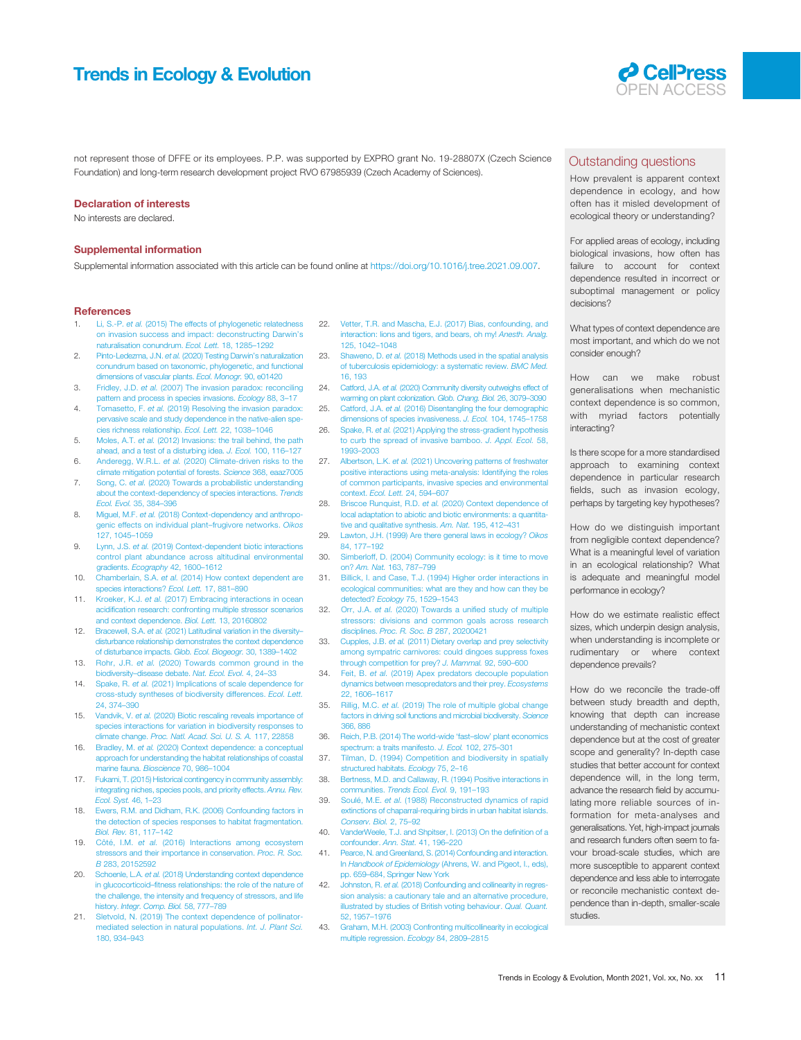not represent those of DFFE or its employees. P.P. was supported by EXPRO grant No. 19-28807X (Czech Science Foundation) and long-term research development project RVO 67985939 (Czech Academy of Sciences).

## Declaration of interests

No interests are declared.

## Supplemental information

Supplemental information associated with this article can be found online at https://doi.org/10.1016/j.tree.2021.09.007.

## References

1. Li, S.-P. *et al.* (2015) The effects of phylogenetic relatedness on invasion success and impact: deconstructing Darwin's naturalisation conundrum. *Ecol. Lett.* 18, 1285–1292
2. Pinto-Ledezma, J.N. *et al.* (2020) Testing Darwin's naturalization conundrum based on taxonomic, phylogenetic, and functional dimensions of vascular plants. *Ecol. Monogr.* 90, e01420
3. Fridley, J.D. *et al.* (2007) The invasion paradox: reconciling pattern and process in species invasions. *Ecology* 88, 3–17
4. Tomasetto, F. *et al.* (2019) Resolving the invasion paradox: pervasive scale and study dependence in the native-alien species richness relationship. *Ecol. Lett.* 22, 1038–1046
5. Moles, A.T. *et al.* (2012) Invasions: the trail behind, the path ahead, and a test of a disturbing idea. *J. Ecol.* 100, 116–127
6. Anderegg, W.R.L. *et al.* (2020) Climate-driven risks to the climate mitigation potential of forests. *Science* 368, eaaz7005
7. Song, C. *et al.* (2020) Towards a probabilistic understanding about the context-dependency of species interactions. *Trends Ecol. Evol.* 35, 384–396
8. Miguel, M.F. *et al.* (2018) Context-dependency and anthropogenic effects on individual plant–frugivore networks. *Oikos* 127, 1045–1059
9. Lynn, J.S. *et al.* (2019) Context-dependent biotic interactions control plant abundance across altitudinal environmental gradients. *Ecography* 42, 1600–1612
10. Chamberlain, S.A. *et al.* (2014) How context dependent are species interactions? *Ecol. Lett.* 17, 881–890
11. Kroeker, K.J. *et al.* (2017) Embracing interactions in ocean acidification research: confronting multiple stressor scenarios and context dependence. *Biol. Lett.* 13, 20160802
12. Bracewell, S.A. *et al.* (2021) Latitudinal variation in the diversity–disturbance relationship demonstrates the context dependence of disturbance impacts. *Glob. Ecol. Biogeogr.* 30, 1389–1402
13. Rohr, J.R. *et al.* (2020) Towards common ground in the biodiversity–disease debate. *Nat. Ecol. Evol.* 4, 24–33
14. Spake, R. *et al.* (2021) Implications of scale dependence for cross-study syntheses of biodiversity differences. *Ecol. Lett.* 24, 374–390
15. Vandvik, V. *et al.* (2020) Biotic rescaling reveals importance of species interactions for variation in biodiversity responses to climate change. *Proc. Natl. Acad. Sci. U. S. A.* 117, 22858
16. Bradley, M. *et al.* (2020) Context dependence: a conceptual approach for understanding the habitat relationships of coastal marine fauna. *Bioscience* 70, 986–1004
17. Fukami, T. (2015) Historical contingency in community assembly: integrating niches, species pools, and priority effects. *Annu. Rev. Ecol. Syst.* 46, 1–23
18. Ewers, R.M. and Didham, R.K. (2006) Confounding factors in the detection of species responses to habitat fragmentation. *Biol. Rev.* 81, 117–142
19. Côté, I.M. *et al.* (2016) Interactions among ecosystem stressors and their importance in conservation. *Proc. R. Soc. B* 283, 20152592
20. Schoenle, L.A. *et al.* (2018) Understanding context dependence in glucocorticoid–fitness relationships: the role of the nature of the challenge, the intensity and frequency of stressors, and life history. *Integr. Comp. Biol.* 58, 777–789
21. Sletvold, N. (2019) The context dependence of pollinator-mediated selection in natural populations. *Int. J. Plant Sci.* 180, 934–943
22. Vetter, T.R. and Mascha, E.J. (2017) Bias, confounding, and interaction: lions and tigers, and bears, oh my! *Anesth. Analg.* 125, 1042–1048
23. Shaweno, D. *et al.* (2018) Methods used in the spatial analysis of tuberculosis epidemiology: a systematic review. *BMC Med.* 16, 193
24. Catford, J.A. *et al.* (2020) Community diversity outweighs effect of warming on plant colonization. *Glob. Chang. Biol.* 26, 3079–3090
25. Catford, J.A. *et al.* (2016) Disentangling the four demographic dimensions of species invasiveness. *J. Ecol.* 104, 1745–1758
26. Spake, R. *et al.* (2021) Applying the stress-gradient hypothesis to curb the spread of invasive bamboo. *J. Appl. Ecol.* 58, 1993–2003
27. Albertson, L.K. *et al.* (2021) Uncovering patterns of freshwater positive interactions using meta-analysis: Identifying the roles of common participants, invasive species and environmental context. *Ecol. Lett.* 24, 594–607
28. Briscoe Runquist, R.D. *et al.* (2020) Context dependence of local adaptation to abiotic and biotic environments: a quantitative and qualitative synthesis. *Am. Nat.* 195, 412–431
29. Lawton, J.H. (1999) Are there general laws in ecology? *Oikos* 84, 177–192
30. Simberloff, D. (2004) Community ecology: is it time to move on? *Am. Nat.* 163, 787–799
31. Billick, I. and Case, T.J. (1994) Higher order interactions in ecological communities: what are they and how can they be detected? *Ecology* 75, 1529–1543
32. Orr, J.A. *et al.* (2020) Towards a unified study of multiple stressors: divisions and common goals across research disciplines. *Proc. R. Soc. B* 287, 20200421
33. Cupples, J.B. *et al.* (2011) Dietary overlap and prey selectivity among sympatric carnivores: could dingoes suppress foxes through competition for prey? *J. Mammal.* 92, 590–600
34. Feit, B. *et al.* (2019) Apex predators decouple population dynamics between mesopredators and their prey. *Ecosystems* 22, 1606–1617
35. Rillig, M.C. *et al.* (2019) The role of multiple global change factors in driving soil functions and microbial biodiversity. *Science* 366, 886
36. Reich, P.B. (2014) The world-wide 'fast–slow' plant economics spectrum: a traits manifesto. *J. Ecol.* 102, 275–301
37. Tilman, D. (1994) Competition and biodiversity in spatially structured habitats. *Ecology* 75, 2–16
38. Bertness, M.D. and Callaway, R. (1994) Positive interactions in communities. *Trends Ecol. Evol.* 9, 191–193
39. Soulé, M.E. *et al.* (1988) Reconstructed dynamics of rapid extinctions of chaparral-requiring birds in urban habitat islands. *Conserv. Biol.* 2, 75–92
40. VanderWeele, T.J. and Shpitser, I. (2013) On the definition of a confounder. *Ann. Stat.* 41, 196–220
41. Pearce, N. and Greenland, S. (2014) Confounding and interaction. In *Handbook of Epidemiology* (Ahrens, W. and Pigeot, I., eds), pp. 659–684, Springer New York
42. Johnston, R. *et al.* (2018) Confounding and collinearity in regression analysis: a cautionary tale and an alternative procedure, illustrated by studies of British voting behaviour. *Qual. Quant.* 52, 1957–1976
43. Graham, M.H. (2003) Confronting multicollinearity in ecological multiple regression. *Ecology* 84, 2809–2815

## Outstanding questions

How prevalent is apparent context dependence in ecology, and how often has it misled development of ecological theory or understanding?

For applied areas of ecology, including biological invasions, how often has failure to account for context dependence resulted in incorrect or suboptimal management or policy decisions?

What types of context dependence are most important, and which do we not consider enough?

How can we make robust generalisations when mechanistic context dependence is so common, with myriad factors potentially interacting?

Is there scope for a more standardised approach to examining context dependence in particular research fields, such as invasion ecology, perhaps by targeting key hypotheses?

How do we distinguish important from negligible context dependence? What is a meaningful level of variation in an ecological relationship? What is adequate and meaningful model performance in ecology?

How do we estimate realistic effect sizes, which underpin design analysis, when understanding is incomplete or rudimentary or where context dependence prevails?

How do we reconcile the trade-off between study breadth and depth, knowing that depth can increase understanding of mechanistic context dependence but at the cost of greater scope and generality? In-depth case studies that better account for context dependence will, in the long term, advance the research field by accumulating more reliable sources of information for meta-analyses and generalisations. Yet, high-impact journals and research funders often seem to favour broad-scale studies, which are more susceptible to apparent context dependence and less able to interrogate or reconcile mechanistic context dependence than in-depth, smaller-scale studies.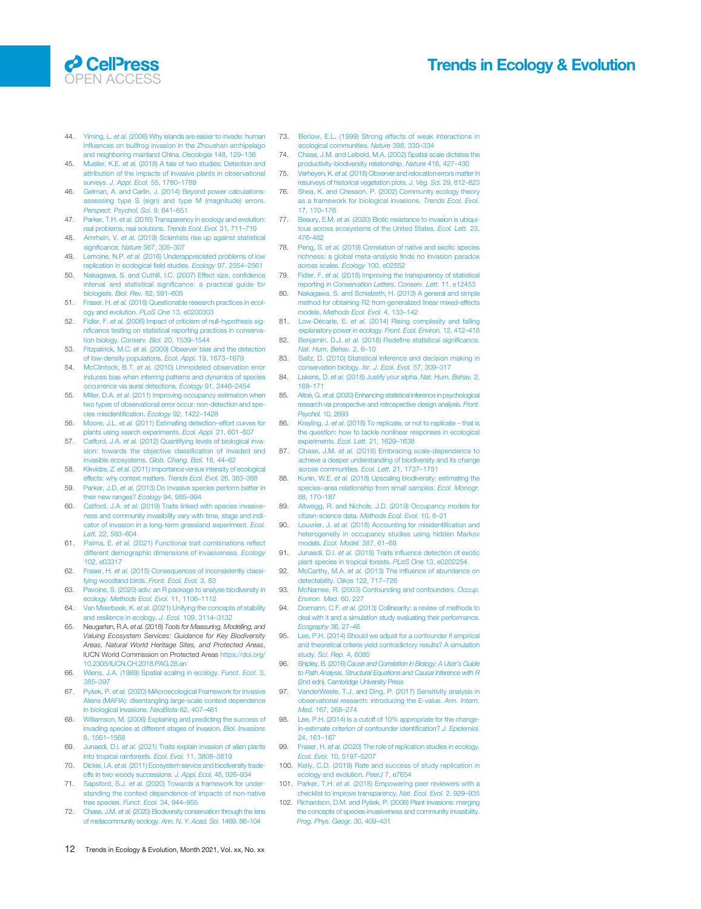44. Yiming, L. *et al.* (2006) Why islands are easier to invade: human influences on bullfrog invasion in the Zhoushan archipelago and neighboring mainland China. *Oecologia* 148, 129–136
45. Mueller, K.E. *et al.* (2018) A tale of two studies: Detection and attribution of the impacts of invasive plants in observational surveys. *J. Appl. Ecol.* 55, 1780–1789
46. Gelman, A. and Carlin, J. (2014) Beyond power calculations: assessing type S (sign) and type M (magnitude) errors. *Perspect. Psychol. Sci.* 9, 641–651
47. Parker, T.H. *et al.* (2016) Transparency in ecology and evolution: real problems, real solutions. *Trends Ecol. Evol.* 31, 711–719
48. Amrhein, V. *et al.* (2019) Scientists rise up against statistical significance. *Nature* 567, 305–307
49. Lemoine, N.P. *et al.* (2016) Underappreciated problems of low replication in ecological field studies. *Ecology* 97, 2554–2561
50. Nakagawa, S. and Cuthill, I.C. (2007) Effect size, confidence interval and statistical significance: a practical guide for biologists. *Biol. Rev.* 82, 591–605
51. Fraser, H. *et al.* (2018) Questionable research practices in ecology and evolution. *PLoS One* 13, e0200303
52. Fidler, F. *et al.* (2006) Impact of criticism of null-hypothesis significance testing on statistical reporting practices in conservation biology. *Conserv. Biol.* 20, 1539–1544
53. Fitzpatrick, M.C. *et al.* (2009) Observer bias and the detection of low-density populations. *Ecol. Appl.* 19, 1673–1679
54. McClintock, B.T. *et al.* (2010) Unmodeled observation error induces bias when inferring patterns and dynamics of species occurrence via aural detections. *Ecology* 91, 2446–2454
55. Miller, D.A. *et al.* (2011) Improving occupancy estimation when two types of observational error occur: non-detection and species misidentification. *Ecology* 92, 1422–1428
56. Moore, J.L. *et al.* (2011) Estimating detection–effort curves for plants using search experiments. *Ecol. Appl.* 21, 601–607
57. Catford, J.A. *et al.* (2012) Quantifying levels of biological invasion: towards the objective classification of invaded and invasible ecosystems. *Glob. Chang. Biol.* 18, 44–62
58. Kikvidze, Z. *et al.* (2011) Importance versus intensity of ecological effects: why context matters. *Trends Ecol. Evol.* 26, 383–388
59. Parker, J.D. *et al.* (2013) Do invasive species perform better in their new ranges? *Ecology* 94, 985–994
60. Catford, J.A. *et al.* (2019) Traits linked with species invasiveness and community invasibility vary with time, stage and indicator of invasion in a long-term grassland experiment. *Ecol. Lett.* 22, 593–604
61. Palma, E. *et al.* (2021) Functional trait combinations reflect different demographic dimensions of invasiveness. *Ecology* 102, e03317
62. Fraser, H. *et al.* (2015) Consequences of inconsistently classifying woodland birds. *Front. Ecol. Evol.* 3, 83
63. Pavoine, S. (2020) adiv: an R package to analyse biodiversity in ecology. *Methods Ecol. Evol.* 11, 1106–1112
64. Van Meerbeek, K. *et al.* (2021) Unifying the concepts of stability and resilience in ecology. *J. Ecol.* 109, 3114–3132
65. Neugarten, R.A. *et al.* (2018) *Tools for Measuring, Modelling, and Valuing Ecosystem Services: Guidance for Key Biodiversity Areas, Natural World Heritage Sites, and Protected Areas*, IUCN World Commission on Protected Areas https://doi.org/10.2305/IUCN.CH.2018.PAG.28.en
66. Wiens, J.A. (1989) Spatial scaling in ecology. *Funct. Ecol.* 3, 385–397
67. Pyšek, P. *et al.* (2020) MAcroecological Framework for Invasive Aliens (MAFIA): disentangling large-scale context dependence in biological invasions. *NeoBiota* 62, 407–461
68. Williamson, M. (2006) Explaining and predicting the success of invading species at different stages of invasion. *Biol. Invasions* 8, 1561–1568
69. Junaedi, D.I. *et al.* (2021) Traits explain invasion of alien plants into tropical rainforests. *Ecol. Evol.* 11, 3808–3819
70. Dickie, I.A. *et al.* (2011) Ecosystem service and biodiversity trade-offs in two woody successions. *J. Appl. Ecol.* 48, 926–934
71. Sapsford, S.J. *et al.* (2020) Towards a framework for understanding the context dependence of impacts of non-native tree species. *Funct. Ecol.* 34, 944–955
72. Chase, J.M. *et al.* (2020) Biodiversity conservation through the lens of metacommunity ecology. *Ann. N. Y. Acad. Sci.* 1469, 86–104
73. Berlow, E.L. (1999) Strong effects of weak interactions in ecological communities. *Nature* 398, 330–334
74. Chase, J.M. and Leibold, M.A. (2002) Spatial scale dictates the productivity-biodiversity relationship. *Nature* 416, 427–430
75. Verheyen, K. *et al.* (2018) Observer and relocation errors matter in resurveys of historical vegetation plots. *J. Veg. Sci.* 29, 812–823
76. Shea, K. and Chesson, P. (2002) Community ecology theory as a framework for biological invasions. *Trends Ecol. Evol.* 17, 170–176
77. Beaury, E.M. *et al.* (2020) Biotic resistance to invasion is ubiquitous across ecosystems of the United States. *Ecol. Lett.* 23, 476–482
78. Peng, S. *et al.* (2019) Correlation of native and exotic species richness: a global meta-analysis finds no invasion paradox across scales. *Ecology* 100, e02552
79. Fidler, F. *et al.* (2018) Improving the transparency of statistical reporting in *Conservation Letters*. *Conserv. Lett.* 11, e12453
80. Nakagawa, S. and Schielzeth, H. (2013) A general and simple method for obtaining R2 from generalized linear mixed-effects models. *Methods Ecol. Evol.* 4, 133–142
81. Low-Décarie, E. *et al.* (2014) Rising complexity and falling explanatory power in ecology. *Front. Ecol. Environ.* 12, 412–418
82. Benjamin, D.J. *et al.* (2018) Redefine statistical significance. *Nat. Hum. Behav.* 2, 6–10
83. Saltz, D. (2010) Statistical inference and decision making in conservation biology. *Isr. J. Ecol. Evol.* 57, 309–317
84. Lakens, D. *et al.* (2018) Justify your alpha. *Nat. Hum. Behav.* 2, 168–171
85. Altoè, G. *et al.* (2020) Enhancing statistical inference in psychological research via prospective and retrospective design analysis. *Front. Psychol.* 10, 2893
86. Kreyling, J. *et al.* (2018) To replicate, or not to replicate – that is the question: how to tackle nonlinear responses in ecological experiments. *Ecol. Lett.* 21, 1629–1638
87. Chase, J.M. *et al.* (2018) Embracing scale-dependence to achieve a deeper understanding of biodiversity and its change across communities. *Ecol. Lett.* 21, 1737–1751
88. Kunin, W.E. *et al.* (2018) Upscaling biodiversity: estimating the species–area relationship from small samples. *Ecol. Monogr.* 88, 170–187
89. Altwegg, R. and Nichols, J.D. (2019) Occupancy models for citizen-science data. *Methods Ecol. Evol.* 10, 8–21
90. Louvrier, J. *et al.* (2018) Accounting for misidentification and heterogeneity in occupancy studies using hidden Markov models. *Ecol. Model.* 387, 61–69
91. Junaedi, D.I. *et al.* (2018) Traits influence detection of exotic plant species in tropical forests. *PLoS One* 13, e0202254
92. McCarthy, M.A. *et al.* (2013) The influence of abundance on detectability. *Oikos* 122, 717–726
93. McNamee, R. (2003) Confounding and confounders. *Occup. Environ. Med.* 60, 227
94. Dormann, C.F. *et al.* (2013) Collinearity: a review of methods to deal with it and a simulation study evaluating their performance. *Ecography* 36, 27–46
95. Lee, P.H. (2014) Should we adjust for a confounder if empirical and theoretical criteria yield contradictory results? A simulation study. *Sci. Rep.* 4, 6085
96. Shipley, B. (2016) *Cause and Correlation in Biology: A User's Guide to Path Analysis, Structural Equations and Causal Inference with R* (2nd edn), Cambridge University Press
97. VanderWeele, T.J. and Ding, P. (2017) Sensitivity analysis in observational research: introducing the E-value. *Ann. Intern. Med.* 167, 268–274
98. Lee, P.H. (2014) Is a cutoff of 10% appropriate for the change-in-estimate criterion of confounder identification? *J. Epidemiol.* 24, 161–167
99. Fraser, H. *et al.* (2020) The role of replication studies in ecology. *Ecol. Evol.* 10, 5197–5207
100. Kelly, C.D. (2019) Rate and success of study replication in ecology and evolution. *PeerJ* 7, e7654
101. Parker, T.H. *et al.* (2018) Empowering peer reviewers with a checklist to improve transparency. *Nat. Ecol. Evol.* 2, 929–935
102. Richardson, D.M. and Pyšek, P. (2006) Plant invasions: merging the concepts of species invasiveness and community invasibility. *Prog. Phys. Geogr.* 30, 409–431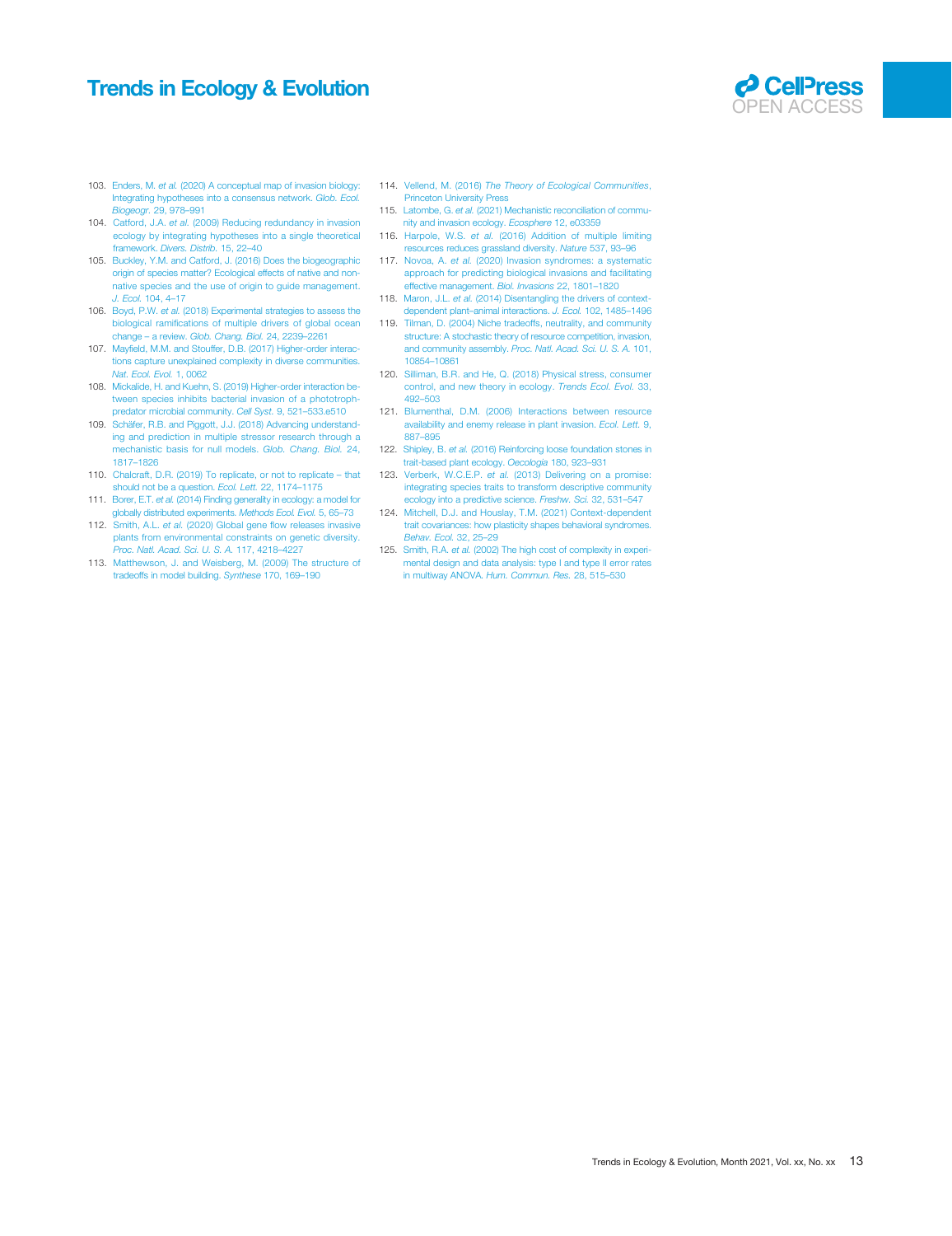103. Enders, M. *et al.* (2020) A conceptual map of invasion biology: Integrating hypotheses into a consensus network. *Glob. Ecol. Biogeogr.* 29, 978–991
104. Catford, J.A. *et al.* (2009) Reducing redundancy in invasion ecology by integrating hypotheses into a single theoretical framework. *Divers. Distrib.* 15, 22–40
105. Buckley, Y.M. and Catford, J. (2016) Does the biogeographic origin of species matter? Ecological effects of native and non-native species and the use of origin to guide management. *J. Ecol.* 104, 4–17
106. Boyd, P.W. *et al.* (2018) Experimental strategies to assess the biological ramifications of multiple drivers of global ocean change – a review. *Glob. Chang. Biol.* 24, 2239–2261
107. Mayfield, M.M. and Stouffer, D.B. (2017) Higher-order interactions capture unexplained complexity in diverse communities. *Nat. Ecol. Evol.* 1, 0062
108. Mickalide, H. and Kuehn, S. (2019) Higher-order interaction between species inhibits bacterial invasion of a phototroph-predator microbial community. *Cell Syst.* 9, 521–533.e510
109. Schäfer, R.B. and Piggott, J.J. (2018) Advancing understanding and prediction in multiple stressor research through a mechanistic basis for null models. *Glob. Chang. Biol.* 24, 1817–1826
110. Chalcraft, D.R. (2019) To replicate, or not to replicate – that should not be a question. *Ecol. Lett.* 22, 1174–1175
111. Borer, E.T. *et al.* (2014) Finding generality in ecology: a model for globally distributed experiments. *Methods Ecol. Evol.* 5, 65–73
112. Smith, A.L. *et al.* (2020) Global gene flow releases invasive plants from environmental constraints on genetic diversity. *Proc. Natl. Acad. Sci. U. S. A.* 117, 4218–4227
113. Matthewson, J. and Weisberg, M. (2009) The structure of tradeoffs in model building. *Synthese* 170, 169–190
114. Vellend, M. (2016) *The Theory of Ecological Communities*, Princeton University Press
115. Latombe, G. *et al.* (2021) Mechanistic reconciliation of community and invasion ecology. *Ecosphere* 12, e03359
116. Harpole, W.S. *et al.* (2016) Addition of multiple limiting resources reduces grassland diversity. *Nature* 537, 93–96
117. Novoa, A. *et al.* (2020) Invasion syndromes: a systematic approach for predicting biological invasions and facilitating effective management. *Biol. Invasions* 22, 1801–1820
118. Maron, J.L. *et al.* (2014) Disentangling the drivers of context-dependent plant–animal interactions. *J. Ecol.* 102, 1485–1496
119. Tilman, D. (2004) Niche tradeoffs, neutrality, and community structure: A stochastic theory of resource competition, invasion, and community assembly. *Proc. Natl. Acad. Sci. U. S. A.* 101, 10854–10861
120. Silliman, B.R. and He, Q. (2018) Physical stress, consumer control, and new theory in ecology. *Trends Ecol. Evol.* 33, 492–503
121. Blumenthal, D.M. (2006) Interactions between resource availability and enemy release in plant invasion. *Ecol. Lett.* 9, 887–895
122. Shipley, B. *et al.* (2016) Reinforcing loose foundation stones in trait-based plant ecology. *Oecologia* 180, 923–931
123. Verberk, W.C.E.P. *et al.* (2013) Delivering on a promise: integrating species traits to transform descriptive community ecology into a predictive science. *Freshw. Sci.* 32, 531–547
124. Mitchell, D.J. and Houslay, T.M. (2021) Context-dependent trait covariances: how plasticity shapes behavioral syndromes. *Behav. Ecol.* 32, 25–29
125. Smith, R.A. *et al.* (2002) The high cost of complexity in experimental design and data analysis: type I and type II error rates in multiway ANOVA. *Hum. Commun. Res.* 28, 515–530